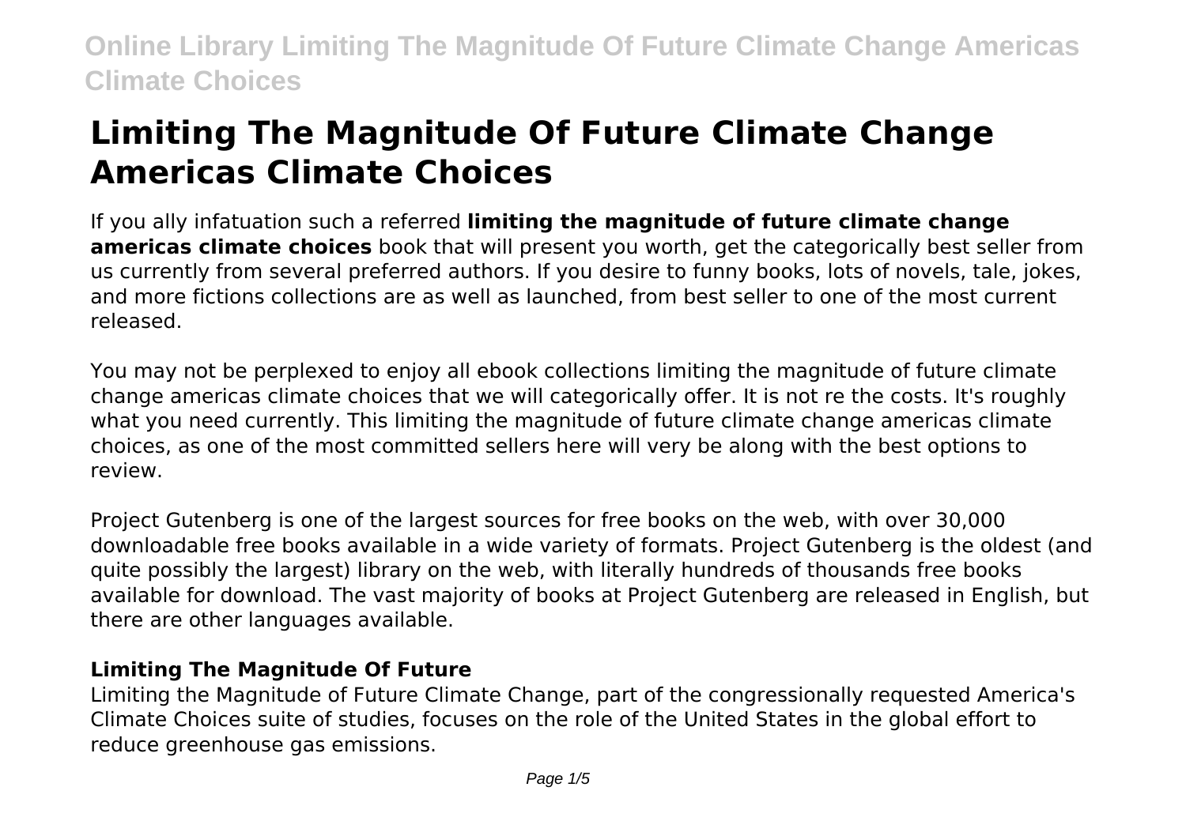# Limiting The Magnitude Of Future Climate Change Americas Climate Choices

If you ally infatuation such a referred **limiting the magnitude of future climate change americas climate choices** book that will present you worth, get the categorically best seller from us currently from several preferred authors. If you desire to funny books, lots of novels, tale, jokes, and more fictions collections are as well as launched, from best seller to one of the most current released.

You may not be perplexed to enjoy all ebook collections limiting the magnitude of future climate change americas climate choices that we will categorically offer. It is not re the costs. It's roughly what you need currently. This limiting the magnitude of future climate change americas climate choices, as one of the most committed sellers here will very be along with the best options to review.

Project Gutenberg is one of the largest sources for free books on the web, with over 30,000 downloadable free books available in a wide variety of formats. Project Gutenberg is the oldest (and quite possibly the largest) library on the web, with literally hundreds of thousands free books available for download. The vast majority of books at Project Gutenberg are released in English, but there are other languages available.

### Limiting The Magnitude Of Future

Limiting the Magnitude of Future Climate Change, part of the congressionally requested America's Climate Choices suite of studies, focuses on the role of the United States in the global effort to reduce greenhouse gas emissions.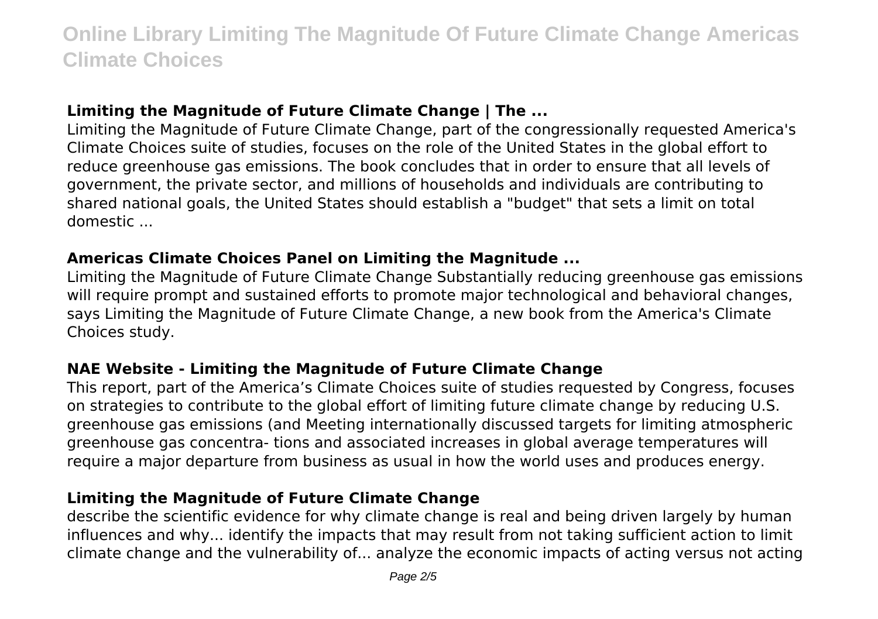### Limiting the Magnitude of Future Climate Change | The ...

Limiting the Magnitude of Future Climate Change, part of the congressionally requested America's Climate Choices suite of studies, focuses on the role of the United States in the global effort to reduce greenhouse gas emissions. The book concludes that in order to ensure that all levels of government, the private sector, and millions of households and individuals are contributing to shared national goals, the United States should establish a "budget" that sets a limit on total domestic ...

### Americas Climate Choices Panel on Limiting the Magnitude ...

Limiting the Magnitude of Future Climate Change Substantially reducing greenhouse gas emissions will require prompt and sustained efforts to promote major technological and behavioral changes, says Limiting the Magnitude of Future Climate Change, a new book from the America's Climate Choices study.

### NAE Website - Limiting the Magnitude of Future Climate Change

This report, part of the America's Climate Choices suite of studies requested by Congress, focuses on strategies to contribute to the global effort of limiting future climate change by reducing U.S. greenhouse gas emissions (and Meeting internationally discussed targets for limiting atmospheric greenhouse gas concentra- tions and associated increases in global average temperatures will require a major departure from business as usual in how the world uses and produces energy.

### Limiting the Magnitude of Future Climate Change

describe the scientific evidence for why climate change is real and being driven largely by human influences and why... identify the impacts that may result from not taking sufficient action to limit climate change and the vulnerability of... analyze the economic impacts of acting versus not acting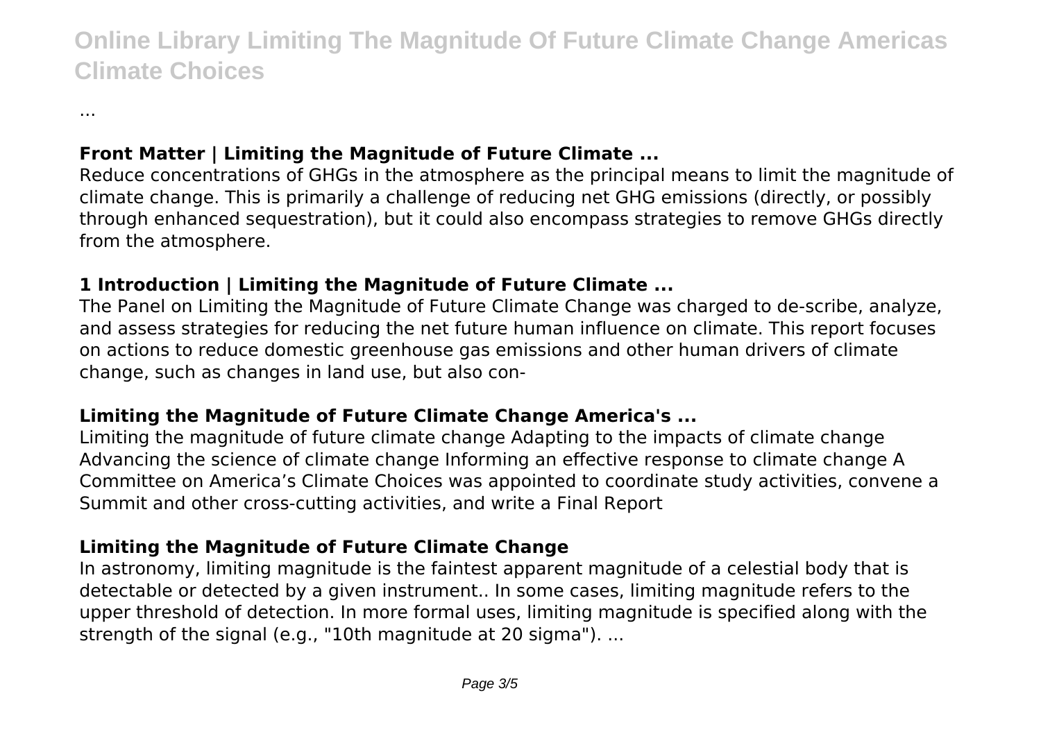...

**Front Matter | Limiting the Magnitude of Future Climate ...**

Reduce concentrations of GHGs in the atmosphere as the principal means to limit the magnitude of climate change. This is primarily a challenge of reducing net GHG emissions (directly, or possibly through enhanced sequestration), but it could also encompass strategies to remove GHGs directly from the atmosphere.

**1 Introduction | Limiting the Magnitude of Future Climate ...**

The Panel on Limiting the Magnitude of Future Climate Change was charged to de-scribe, analyze, and assess strategies for reducing the net future human influence on climate. This report focuses on actions to reduce domestic greenhouse gas emissions and other human drivers of climate change, such as changes in land use, but also con-

**Limiting the Magnitude of Future Climate Change America's ...**

Limiting the magnitude of future climate change Adapting to the impacts of climate change Advancing the science of climate change Informing an effective response to climate change A Committee on America's Climate Choices was appointed to coordinate study activities, convene a Summit and other cross-cutting activities, and write a Final Report

**Limiting the Magnitude of Future Climate Change**

In astronomy, limiting magnitude is the faintest apparent magnitude of a celestial body that is detectable or detected by a given instrument.. In some cases, limiting magnitude refers to the upper threshold of detection. In more formal uses, limiting magnitude is specified along with the strength of the signal (e.g., "10th magnitude at 20 sigma"). ...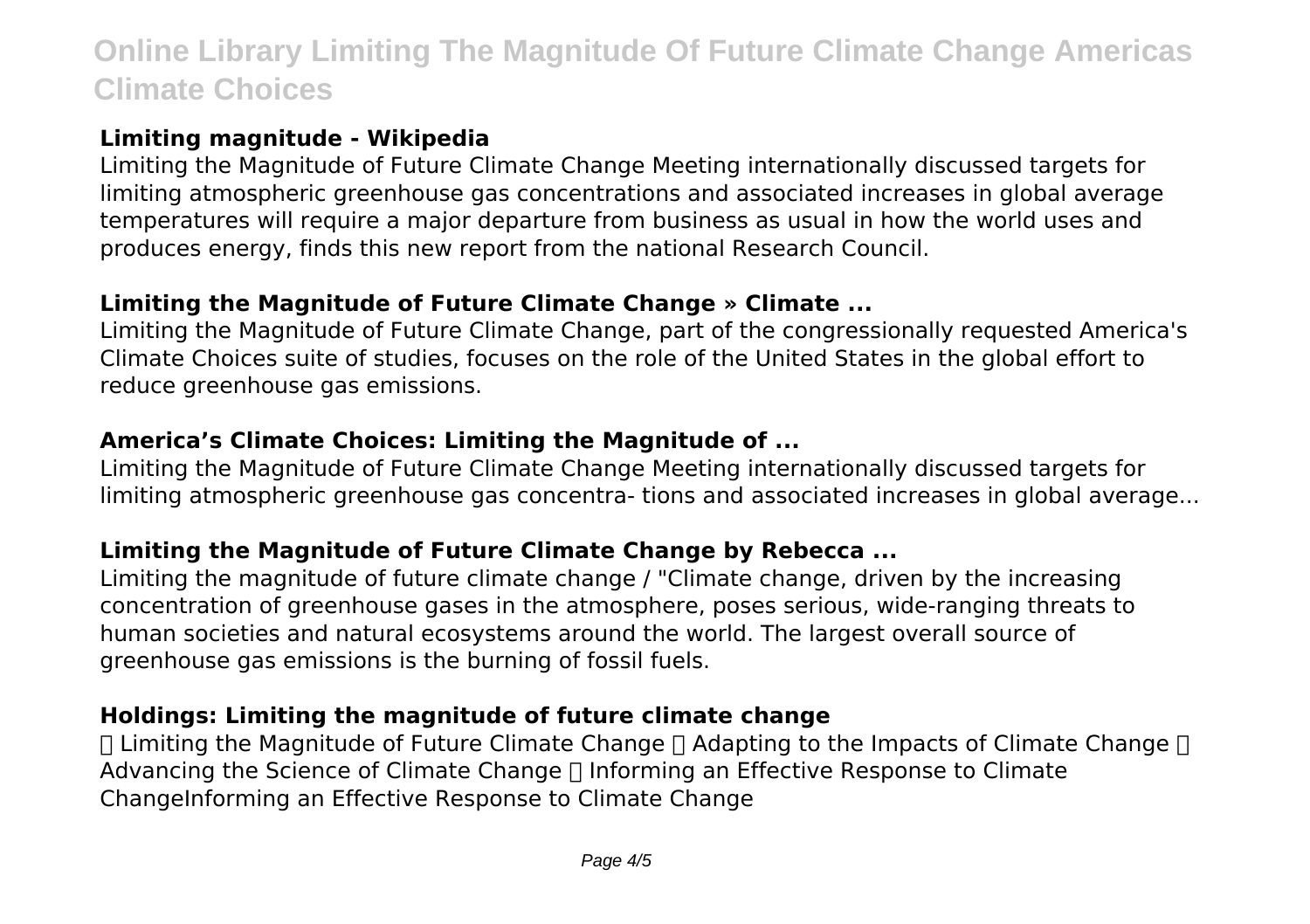**Limiting magnitude - Wikipedia**

Limiting the Magnitude of Future Climate Change Meeting internationally discussed targets for limiting atmospheric greenhouse gas concentrations and associated increases in global average temperatures will require a major departure from business as usual in how the world uses and produces energy, finds this new report from the national Research Council.

**Limiting the Magnitude of Future Climate Change » Climate ...**

Limiting the Magnitude of Future Climate Change, part of the congressionally requested America's Climate Choices suite of studies, focuses on the role of the United States in the global effort to reduce greenhouse gas emissions.

**America's Climate Choices: Limiting the Magnitude of ...**

Limiting the Magnitude of Future Climate Change Meeting internationally discussed targets for limiting atmospheric greenhouse gas concentra- tions and associated increases in global average...

**Limiting the Magnitude of Future Climate Change by Rebecca ...**

Limiting the magnitude of future climate change / "Climate change, driven by the increasing concentration of greenhouse gases in the atmosphere, poses serious, wide-ranging threats to human societies and natural ecosystems around the world. The largest overall source of greenhouse gas emissions is the burning of fossil fuels.

**Holdings: Limiting the magnitude of future climate change**

 Limiting the Magnitude of Future Climate Change  Adapting to the Impacts of Climate Change  Advancing the Science of Climate Change  Informing an Effective Response to Climate ChangeInforming an Effective Response to Climate Change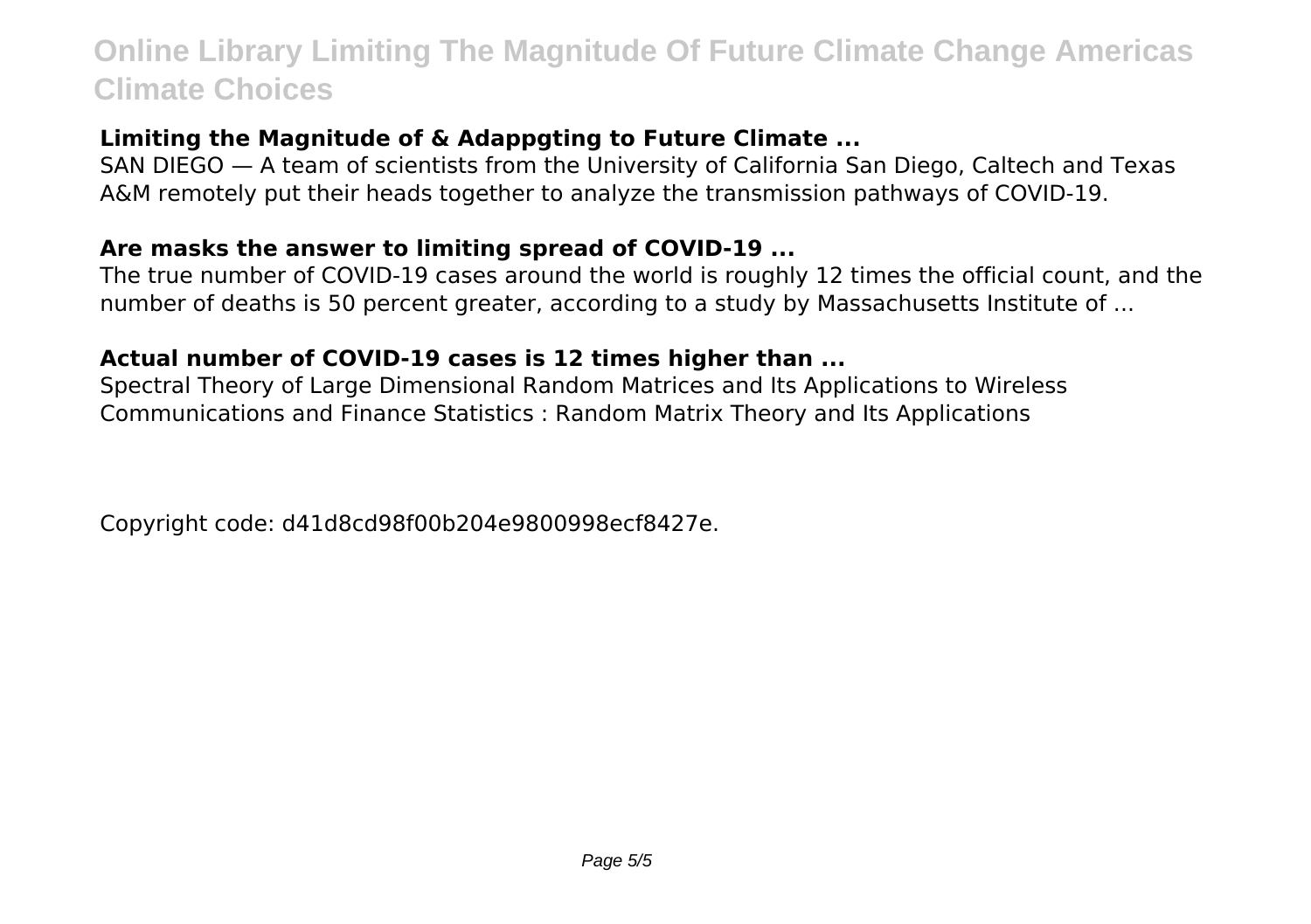**Limiting the Magnitude of & Adappgting to Future Climate ...**

SAN DIEGO — A team of scientists from the University of California San Diego, Caltech and Texas A&M remotely put their heads together to analyze the transmission pathways of COVID-19.

**Are masks the answer to limiting spread of COVID-19 ...**

The true number of COVID-19 cases around the world is roughly 12 times the official count, and the number of deaths is 50 percent greater, according to a study by Massachusetts Institute of ...

**Actual number of COVID-19 cases is 12 times higher than ...**

Spectral Theory of Large Dimensional Random Matrices and Its Applications to Wireless Communications and Finance Statistics : Random Matrix Theory and Its Applications

Copyright code: d41d8cd98f00b204e9800998ecf8427e.